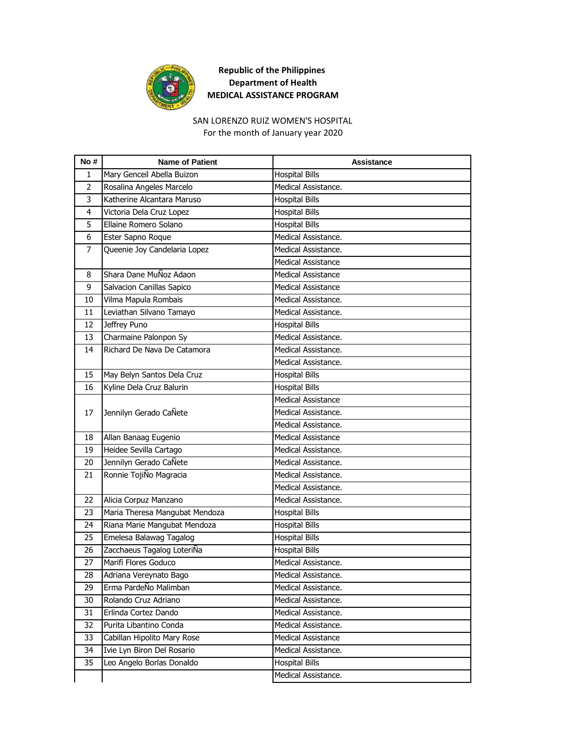**Republic of the Philippines**
**Department of Health**
**MEDICAL ASSISTANCE PROGRAM**

SAN LORENZO RUIZ WOMEN'S HOSPITAL
For the month of January year 2020

| No # | Name of Patient | Assistance |
|---|---|---|
| 1 | Mary Genceil Abella Buizon | Hospital Bills |
| 2 | Rosalina Angeles Marcelo | Medical Assistance. |
| 3 | Katherine Alcantara Maruso | Hospital Bills |
| 4 | Victoria Dela Cruz Lopez | Hospital Bills |
| 5 | Ellaine Romero Solano | Hospital Bills |
| 6 | Ester Sapno Roque | Medical Assistance. |
| 7 | Queenie Joy Candelaria Lopez | Medical Assistance. |
| | | Medical Assistance |
| 8 | Shara Dane MuÑoz Adaon | Medical Assistance |
| 9 | Salvacion Canillas Sapico | Medical Assistance |
| 10 | Vilma Mapula Rombais | Medical Assistance. |
| 11 | Leviathan Silvano Tamayo | Medical Assistance. |
| 12 | Jeffrey Puno | Hospital Bills |
| 13 | Charmaine Palonpon Sy | Medical Assistance. |
| 14 | Richard De Nava De Catamora | Medical Assistance. |
| | | Medical Assistance. |
| 15 | May Belyn Santos Dela Cruz | Hospital Bills |
| 16 | Kyline Dela Cruz Balurin | Hospital Bills |
| 17 | Jennilyn Gerado CaÑete | Medical Assistance |
| | | Medical Assistance. |
| | | Medical Assistance. |
| 18 | Allan Banaag Eugenio | Medical Assistance |
| 19 | Heidee Sevilla Cartago | Medical Assistance. |
| 20 | Jennilyn Gerado CaÑete | Medical Assistance. |
| 21 | Ronnie TojiÑo Magracia | Medical Assistance. |
| | | Medical Assistance. |
| 22 | Alicia Corpuz Manzano | Medical Assistance. |
| 23 | Maria Theresa Mangubat Mendoza | Hospital Bills |
| 24 | Riana Marie Mangubat Mendoza | Hospital Bills |
| 25 | Emelesa Balawag Tagalog | Hospital Bills |
| 26 | Zacchaeus Tagalog LoteriÑa | Hospital Bills |
| 27 | Marifi Flores Goduco | Medical Assistance. |
| 28 | Adriana Vereynato Bago | Medical Assistance. |
| 29 | Erma PardeÑo Malimban | Medical Assistance. |
| 30 | Rolando Cruz Adriano | Medical Assistance. |
| 31 | Erlinda Cortez Dando | Medical Assistance. |
| 32 | Purita Libantino Conda | Medical Assistance. |
| 33 | Cabillan Hipolito Mary Rose | Medical Assistance |
| 34 | Ivie Lyn Biron Del Rosario | Medical Assistance. |
| 35 | Leo Angelo Borlas Donaldo | Hospital Bills |
| | | Medical Assistance. |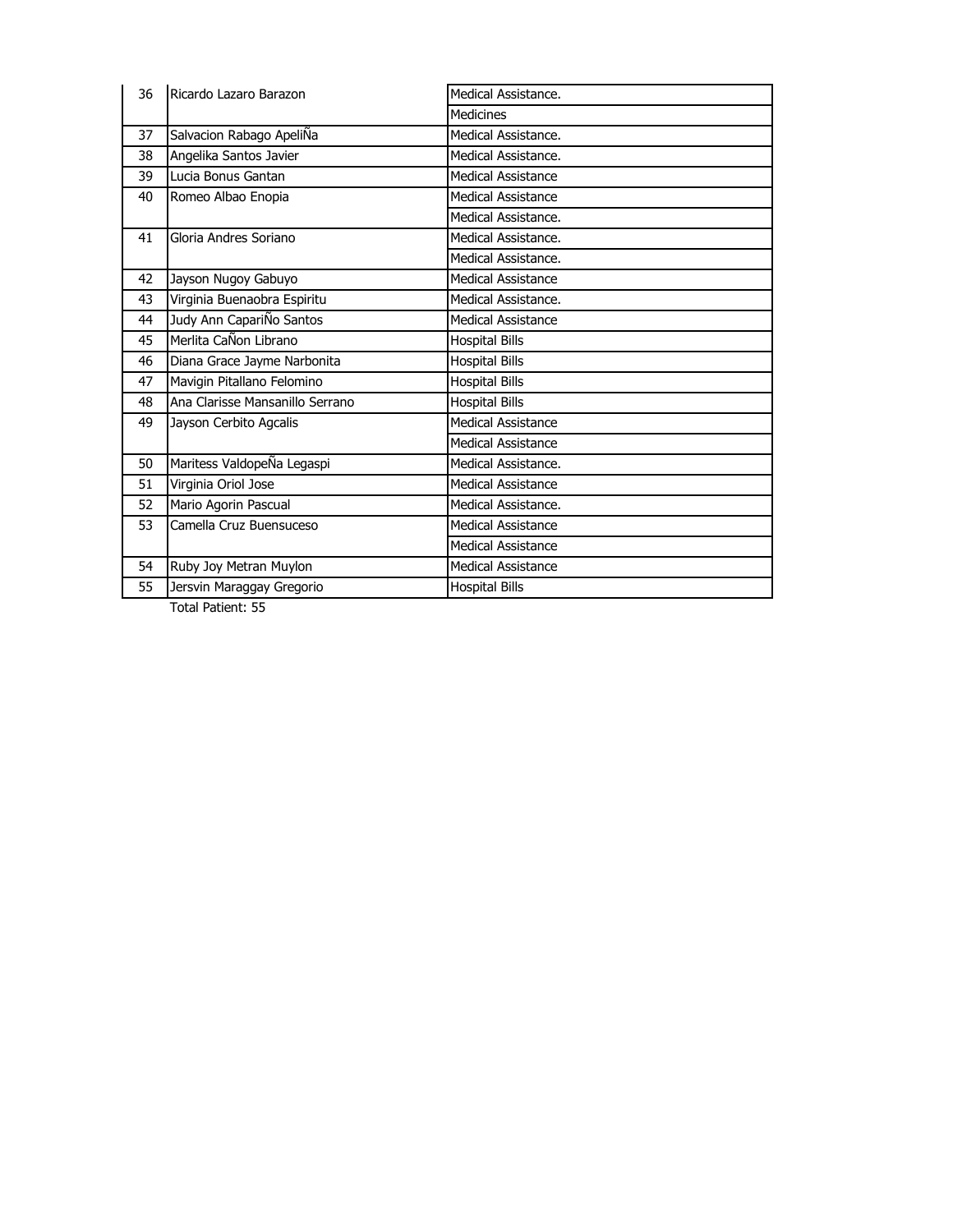| | | |
|---|---|---|
| 36 | Ricardo Lazaro Barazon | Medical Assistance. |
| | | Medicines |
| 37 | Salvacion Rabago ApeliÑa | Medical Assistance. |
| 38 | Angelika Santos Javier | Medical Assistance. |
| 39 | Lucia Bonus Gantan | Medical Assistance |
| 40 | Romeo Albao Enopia | Medical Assistance |
| | | Medical Assistance. |
| 41 | Gloria Andres Soriano | Medical Assistance. |
| | | Medical Assistance. |
| 42 | Jayson Nugoy Gabuyo | Medical Assistance |
| 43 | Virginia Buenaobra Espiritu | Medical Assistance. |
| 44 | Judy Ann CapariÑo Santos | Medical Assistance |
| 45 | Merlita CaÑon Librano | Hospital Bills |
| 46 | Diana Grace Jayme Narbonita | Hospital Bills |
| 47 | Mavigin Pitallano Felomino | Hospital Bills |
| 48 | Ana Clarisse Mansanillo Serrano | Hospital Bills |
| 49 | Jayson Cerbito Agcalis | Medical Assistance |
| | | Medical Assistance |
| 50 | Maritess ValdopeÑa Legaspi | Medical Assistance. |
| 51 | Virginia Oriol Jose | Medical Assistance |
| 52 | Mario Agorin Pascual | Medical Assistance. |
| 53 | Camella Cruz Buensuceso | Medical Assistance |
| | | Medical Assistance |
| 54 | Ruby Joy Metran Muylon | Medical Assistance |
| 55 | Jersvin Maraggay Gregorio | Hospital Bills |

Total Patient: 55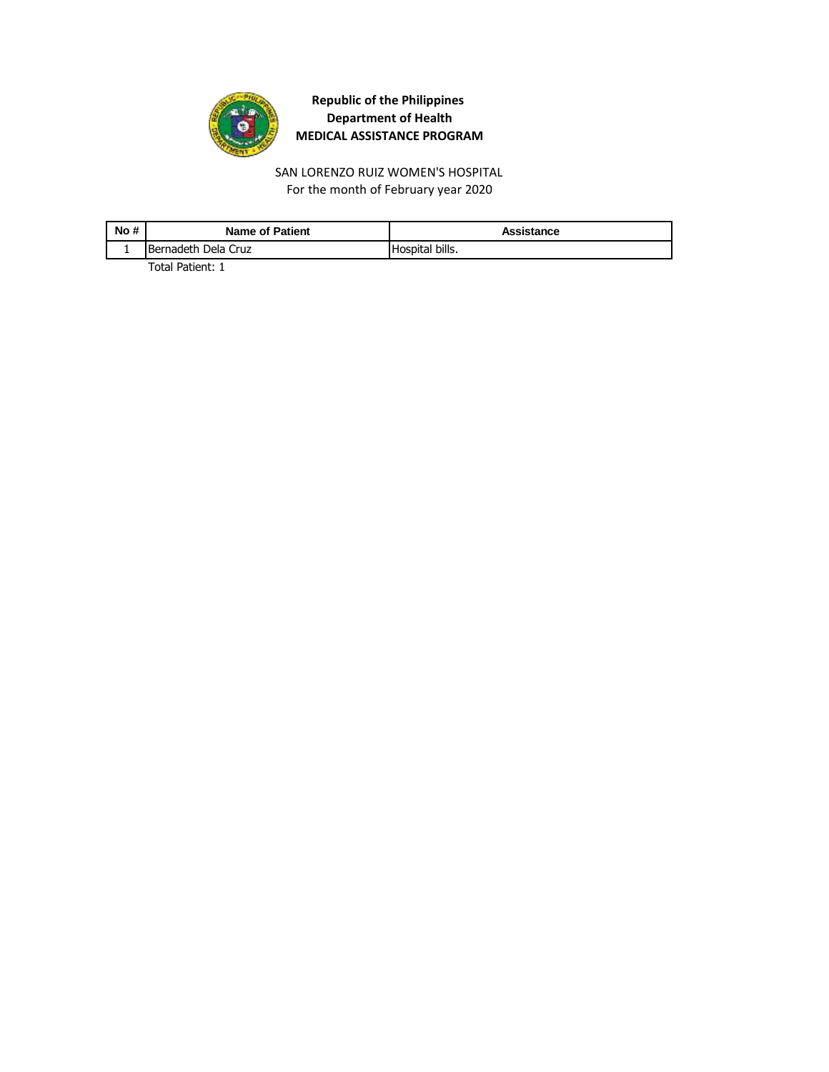**Republic of the Philippines**
**Department of Health**
**MEDICAL ASSISTANCE PROGRAM**

SAN LORENZO RUIZ WOMEN'S HOSPITAL
For the month of February year 2020

| No # | Name of Patient | Assistance |
|---|---|---|
| 1 | Bernadeth Dela Cruz | Hospital bills. |

Total Patient: 1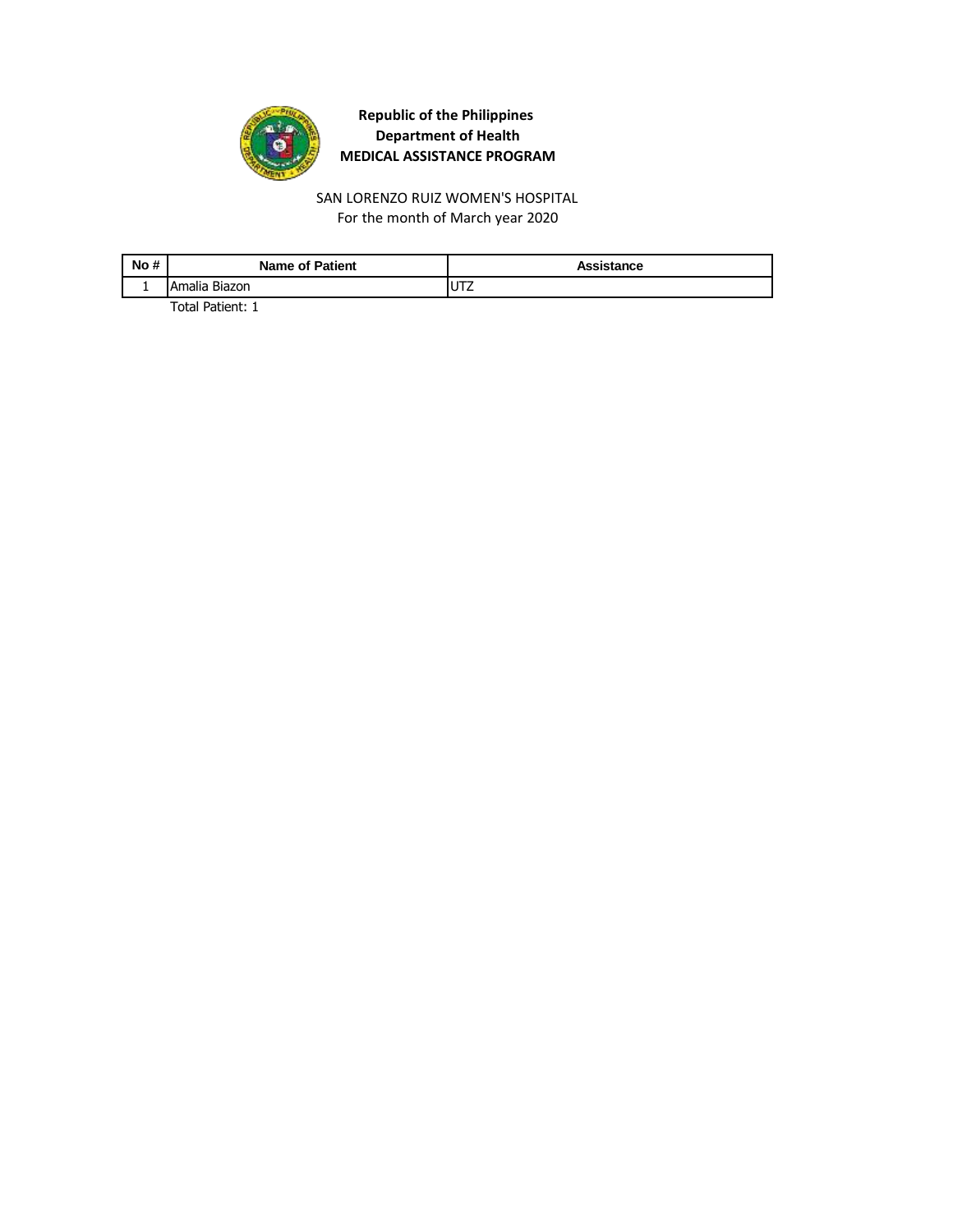**Republic of the Philippines**
**Department of Health**
**MEDICAL ASSISTANCE PROGRAM**

SAN LORENZO RUIZ WOMEN'S HOSPITAL
For the month of March year 2020

| No # | Name of Patient | Assistance |
| --- | --- | --- |
| 1 | Amalia Biazon | UTZ |

Total Patient: 1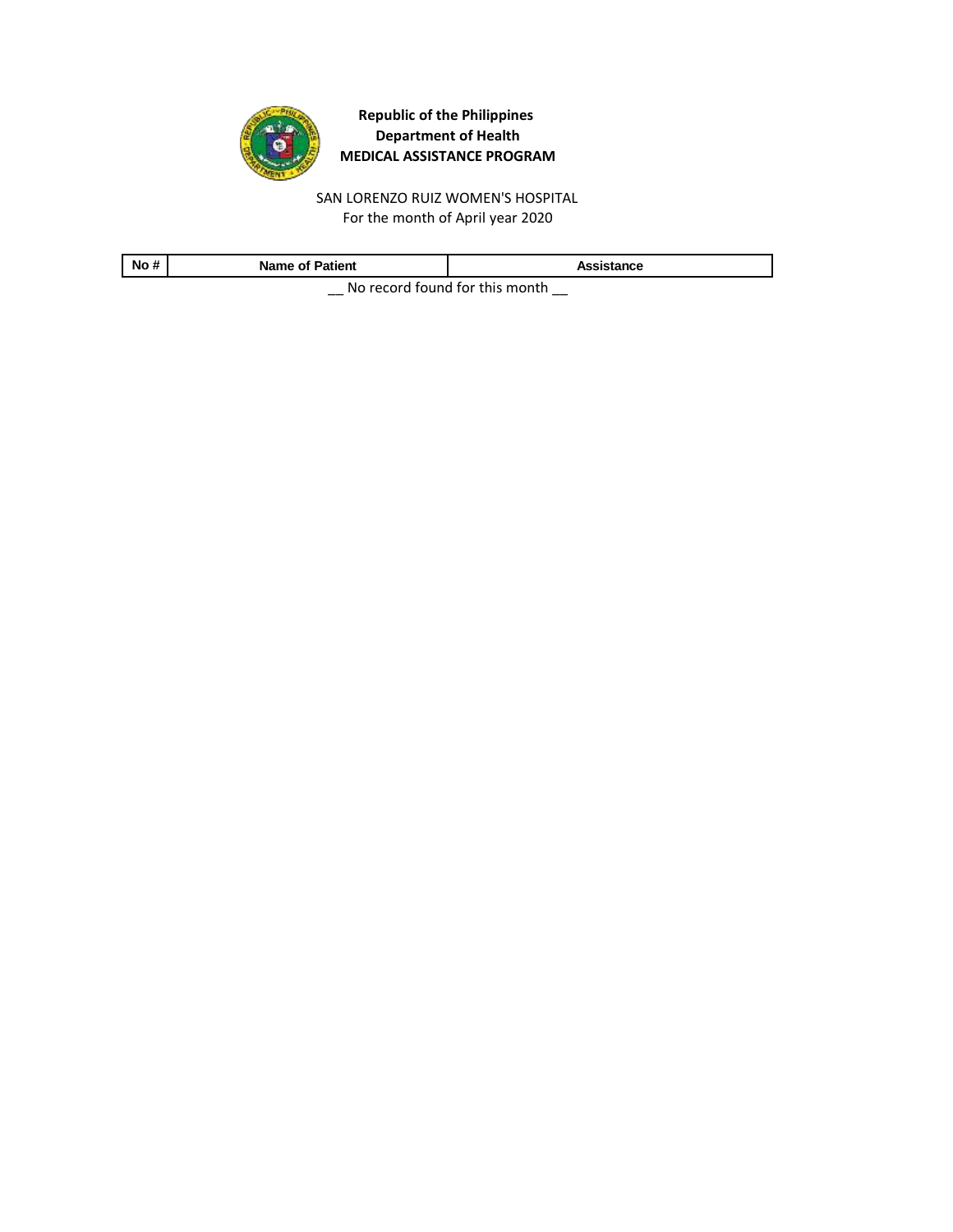**Republic of the Philippines**
**Department of Health**
**MEDICAL ASSISTANCE PROGRAM**

SAN LORENZO RUIZ WOMEN'S HOSPITAL
For the month of April year 2020

| No # | Name of Patient | Assistance |
|---|---|---|

__ No record found for this month __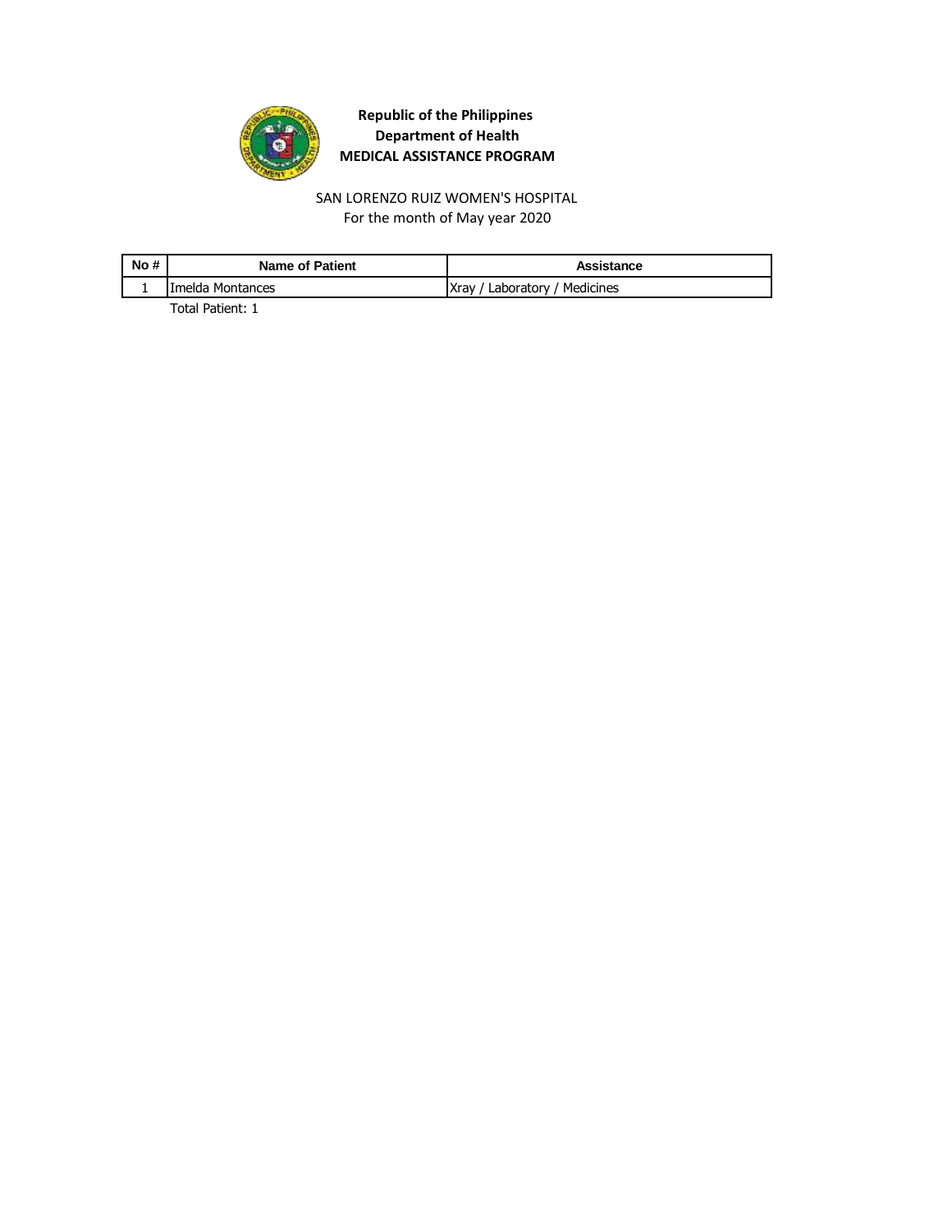**Republic of the Philippines**
**Department of Health**
**MEDICAL ASSISTANCE PROGRAM**

SAN LORENZO RUIZ WOMEN'S HOSPITAL
For the month of May year 2020

| No # | Name of Patient | Assistance |
|---|---|---|
| 1 | Imelda Montances | Xray / Laboratory / Medicines |

Total Patient: 1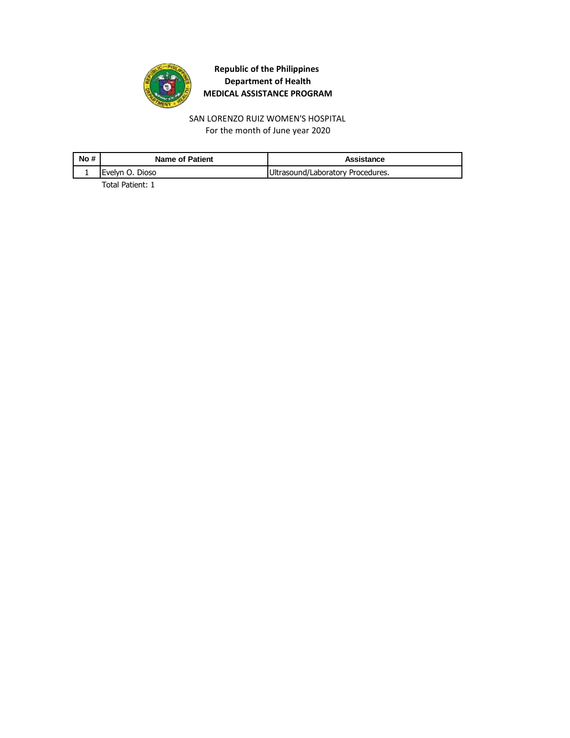**Republic of the Philippines**
**Department of Health**
**MEDICAL ASSISTANCE PROGRAM**

SAN LORENZO RUIZ WOMEN'S HOSPITAL
For the month of June year 2020

| No # | Name of Patient | Assistance |
|---|---|---|
| 1 | Evelyn O. Dioso | Ultrasound/Laboratory Procedures. |

Total Patient: 1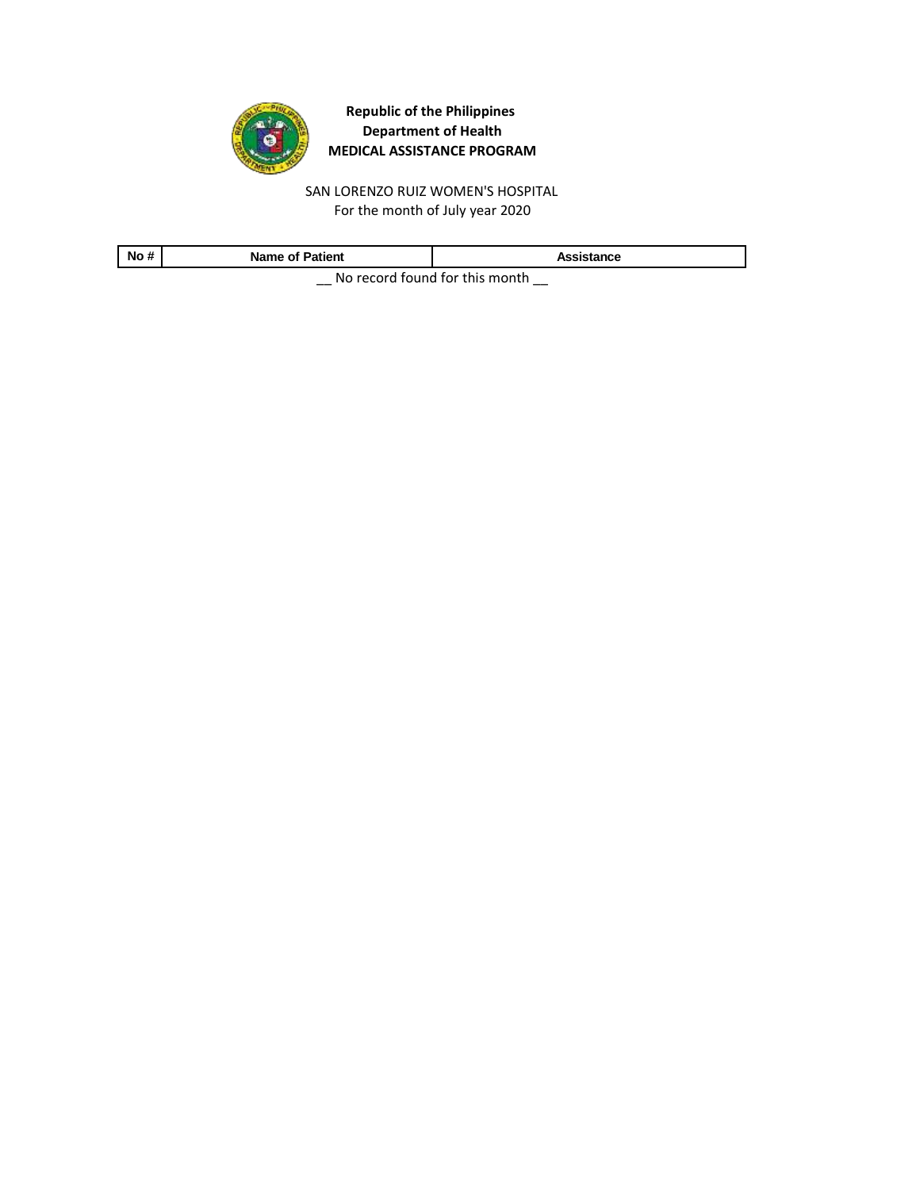**Republic of the Philippines**
**Department of Health**
**MEDICAL ASSISTANCE PROGRAM**

SAN LORENZO RUIZ WOMEN'S HOSPITAL
For the month of July year 2020

| No # | Name of Patient | Assistance |
|---|---|---|

__ No record found for this month __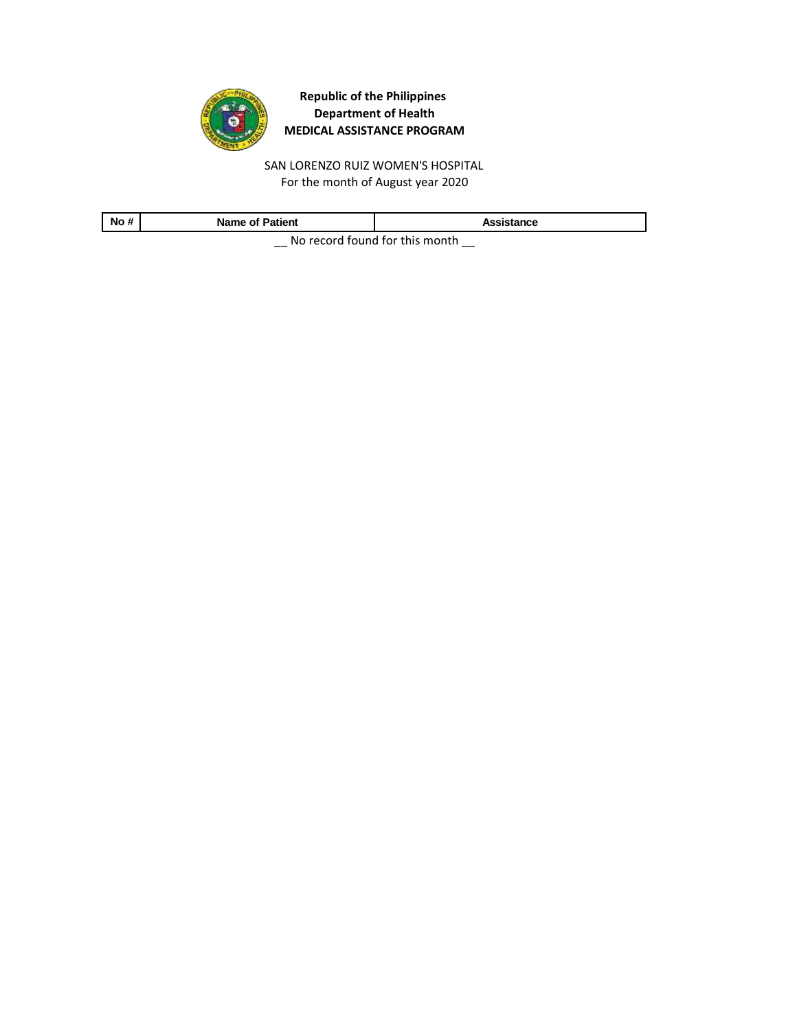**Republic of the Philippines**
**Department of Health**
**MEDICAL ASSISTANCE PROGRAM**

SAN LORENZO RUIZ WOMEN'S HOSPITAL
For the month of August year 2020

| No # | Name of Patient | Assistance |
| --- | --- | --- |

__ No record found for this month __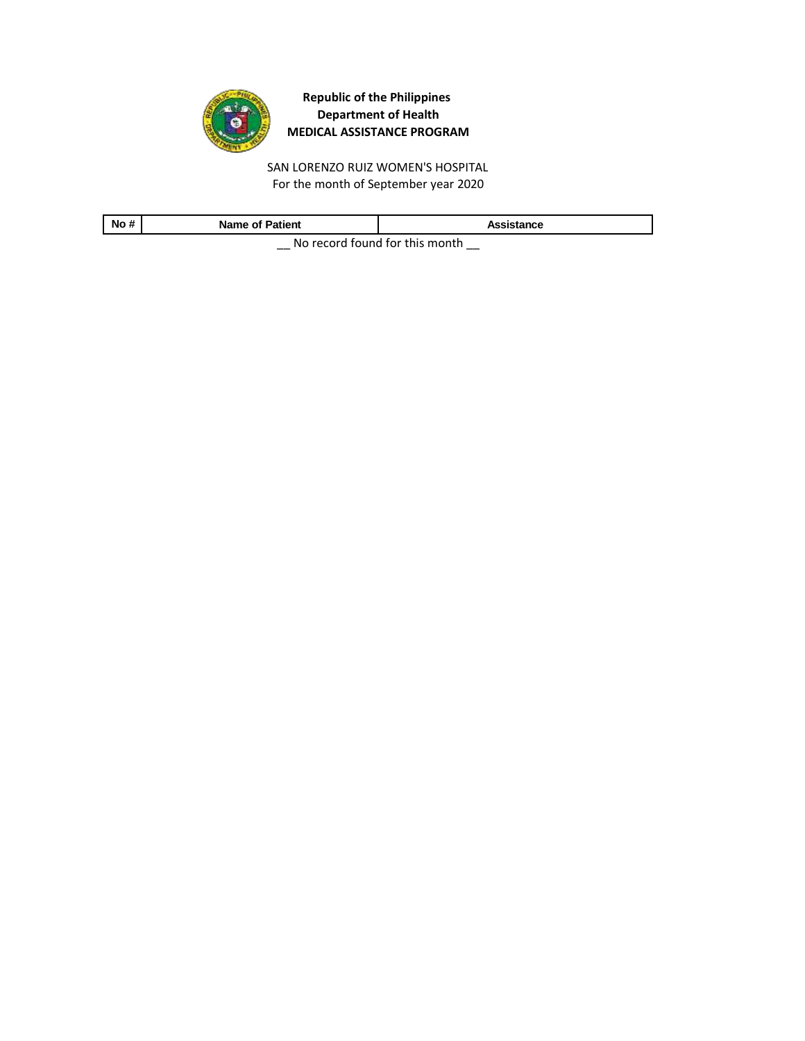**Republic of the Philippines**
**Department of Health**
**MEDICAL ASSISTANCE PROGRAM**

SAN LORENZO RUIZ WOMEN'S HOSPITAL
For the month of September year 2020

| No # | Name of Patient | Assistance |
|---|---|---|

__ No record found for this month __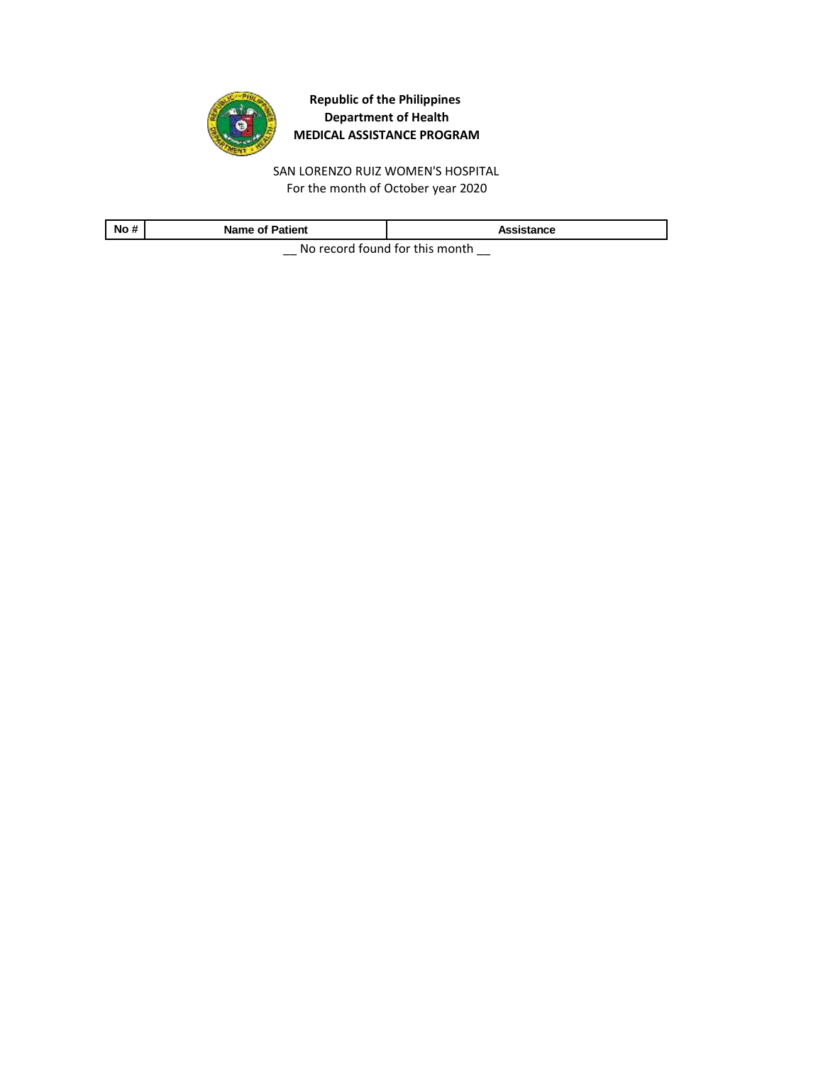**Republic of the Philippines**
**Department of Health**
**MEDICAL ASSISTANCE PROGRAM**

SAN LORENZO RUIZ WOMEN'S HOSPITAL
For the month of October year 2020

| No # | Name of Patient | Assistance |
|---|---|---|

__ No record found for this month __